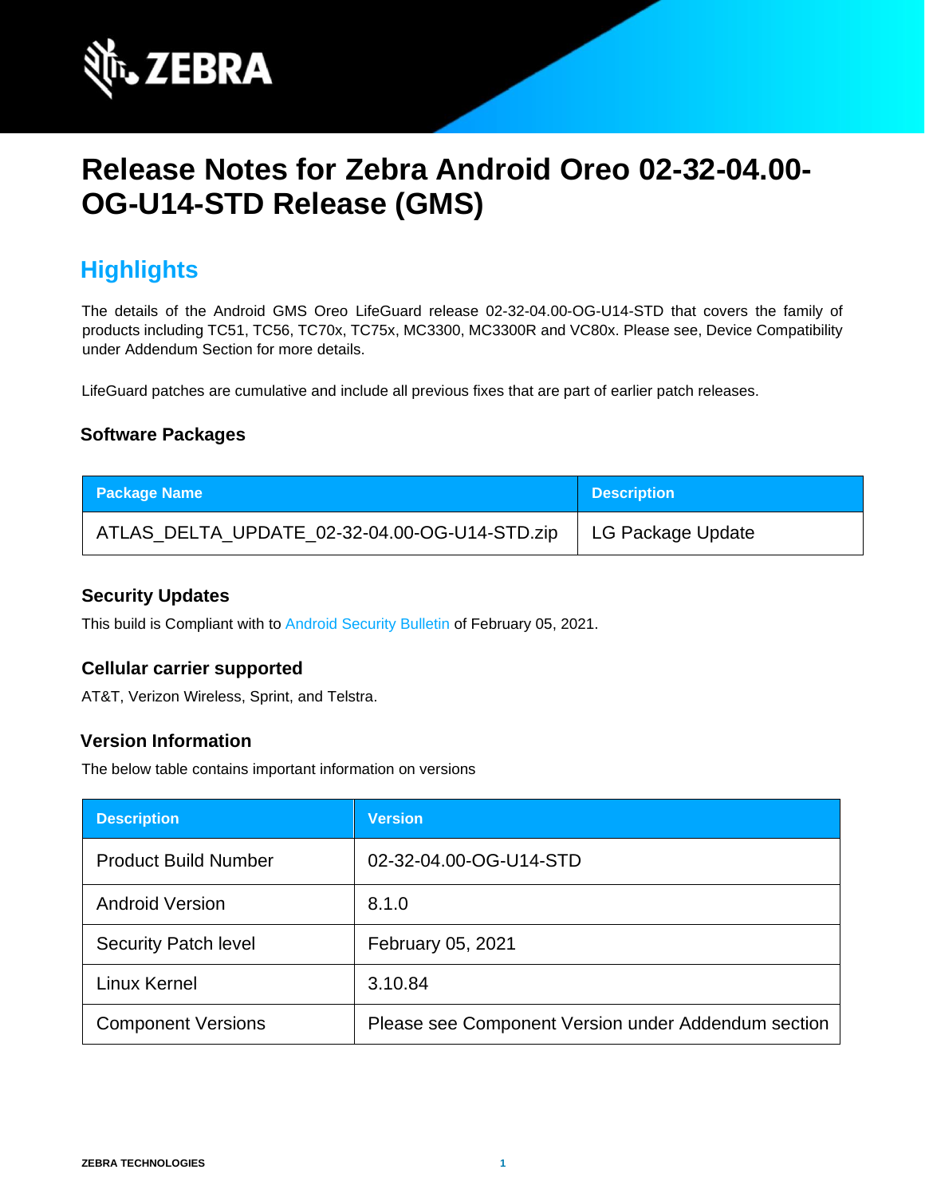# Release Notes for Zebra Android Oreo 02-32-04.00-OG-U14-STD Release (GMS)

## Highlights

The details of the Android GMS Oreo LifeGuard release 02-32-04.00-OG-U14-STD that covers the family of products including TC51, TC56, TC70x, TC75x, MC3300, MC3300R and VC80x. Please see, Device Compatibility under Addendum Section for more details.

LifeGuard patches are cumulative and include all previous fixes that are part of earlier patch releases.

### Software Packages

| Package Name | Description |
|---|---|
| ATLAS_DELTA_UPDATE_02-32-04.00-OG-U14-STD.zip | LG Package Update |

### Security Updates

This build is Compliant with to Android Security Bulletin of February 05, 2021.

### Cellular carrier supported

AT&T, Verizon Wireless, Sprint, and Telstra.

### Version Information

The below table contains important information on versions

| Description | Version |
|---|---|
| Product Build Number | 02-32-04.00-OG-U14-STD |
| Android Version | 8.1.0 |
| Security Patch level | February 05, 2021 |
| Linux Kernel | 3.10.84 |
| Component Versions | Please see Component Version under Addendum section |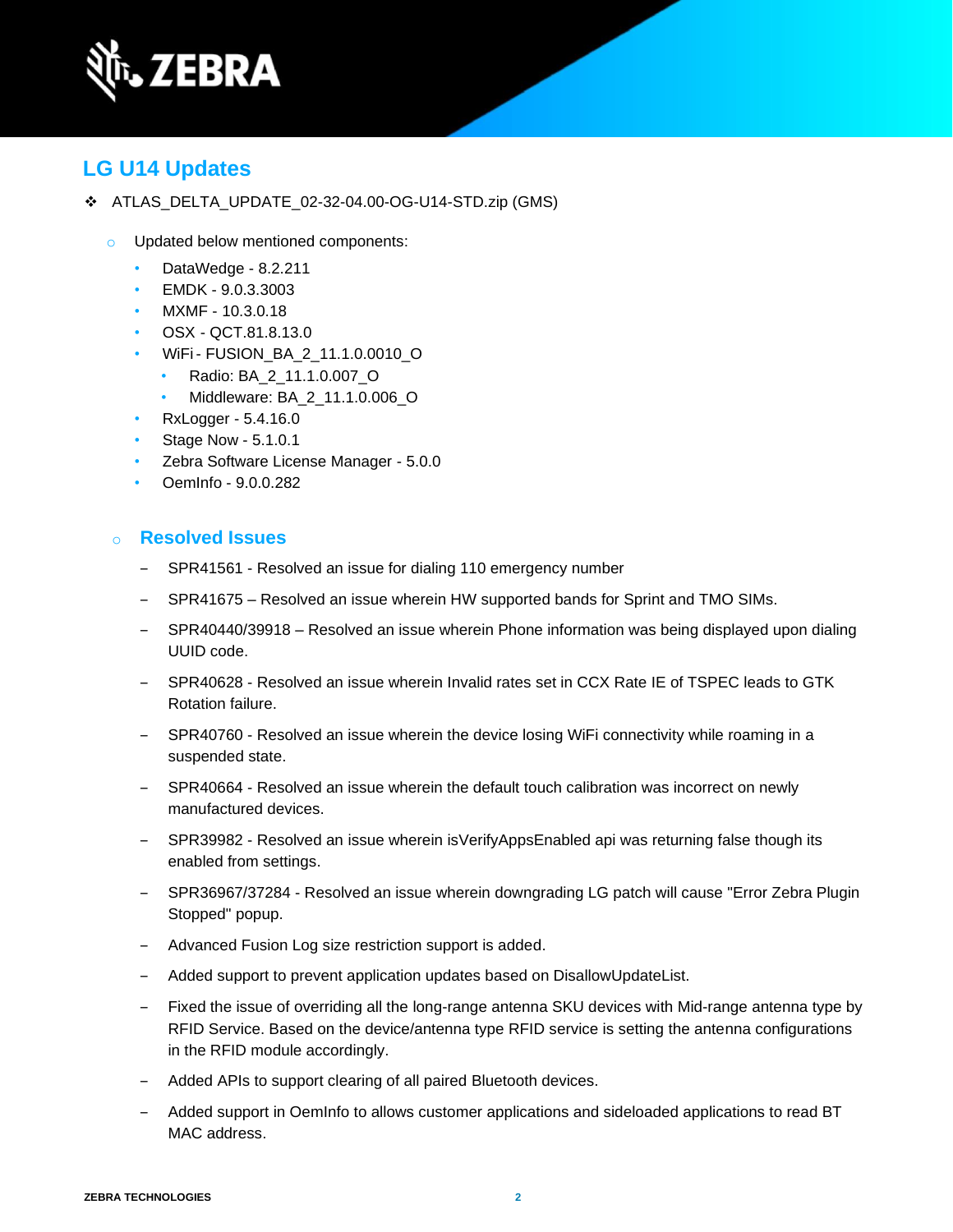## LG U14 Updates

- ATLAS_DELTA_UPDATE_02-32-04.00-OG-U14-STD.zip (GMS)

  - Updated below mentioned components:
    - DataWedge - 8.2.211
    - EMDK - 9.0.3.3003
    - MXMF - 10.3.0.18
    - OSX - QCT.81.8.13.0
    - WiFi - FUSION_BA_2_11.1.0.0010_O
      - Radio: BA_2_11.1.0.007_O
      - Middleware: BA_2_11.1.0.006_O
    - RxLogger - 5.4.16.0
    - Stage Now - 5.1.0.1
    - Zebra Software License Manager - 5.0.0
    - OemInfo - 9.0.0.282

  - ### Resolved Issues
    - SPR41561 - Resolved an issue for dialing 110 emergency number
    - SPR41675 – Resolved an issue wherein HW supported bands for Sprint and TMO SIMs.
    - SPR40440/39918 – Resolved an issue wherein Phone information was being displayed upon dialing UUID code.
    - SPR40628 - Resolved an issue wherein Invalid rates set in CCX Rate IE of TSPEC leads to GTK Rotation failure.
    - SPR40760 - Resolved an issue wherein the device losing WiFi connectivity while roaming in a suspended state.
    - SPR40664 - Resolved an issue wherein the default touch calibration was incorrect on newly manufactured devices.
    - SPR39982 - Resolved an issue wherein isVerifyAppsEnabled api was returning false though its enabled from settings.
    - SPR36967/37284 - Resolved an issue wherein downgrading LG patch will cause "Error Zebra Plugin Stopped" popup.
    - Advanced Fusion Log size restriction support is added.
    - Added support to prevent application updates based on DisallowUpdateList.
    - Fixed the issue of overriding all the long-range antenna SKU devices with Mid-range antenna type by RFID Service. Based on the device/antenna type RFID service is setting the antenna configurations in the RFID module accordingly.
    - Added APIs to support clearing of all paired Bluetooth devices.
    - Added support in OemInfo to allows customer applications and sideloaded applications to read BT MAC address.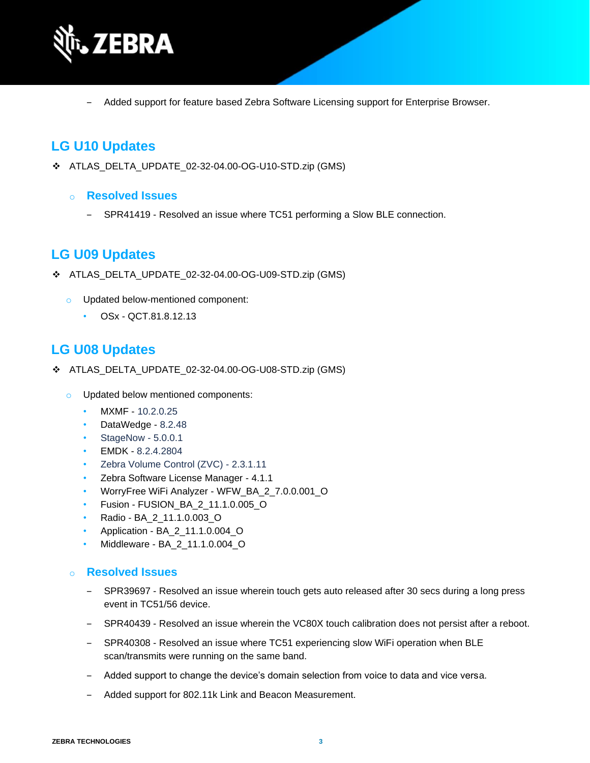- Added support for feature based Zebra Software Licensing support for Enterprise Browser.

## LG U10 Updates

- ATLAS_DELTA_UPDATE_02-32-04.00-OG-U10-STD.zip (GMS)

  - ### Resolved Issues

    - SPR41419 - Resolved an issue where TC51 performing a Slow BLE connection.

## LG U09 Updates

- ATLAS_DELTA_UPDATE_02-32-04.00-OG-U09-STD.zip (GMS)

  - Updated below-mentioned component:
    - OSx - QCT.81.8.12.13

## LG U08 Updates

- ATLAS_DELTA_UPDATE_02-32-04.00-OG-U08-STD.zip (GMS)

  - Updated below mentioned components:
    - MXMF - 10.2.0.25
    - DataWedge - 8.2.48
    - StageNow - 5.0.0.1
    - EMDK - 8.2.4.2804
    - Zebra Volume Control (ZVC) - 2.3.1.11
    - Zebra Software License Manager - 4.1.1
    - WorryFree WiFi Analyzer - WFW_BA_2_7.0.0.001_O
    - Fusion - FUSION_BA_2_11.1.0.005_O
    - Radio - BA_2_11.1.0.003_O
    - Application - BA_2_11.1.0.004_O
    - Middleware - BA_2_11.1.0.004_O

  - ### Resolved Issues

    - SPR39697 - Resolved an issue wherein touch gets auto released after 30 secs during a long press event in TC51/56 device.
    - SPR40439 - Resolved an issue wherein the VC80X touch calibration does not persist after a reboot.
    - SPR40308 - Resolved an issue where TC51 experiencing slow WiFi operation when BLE scan/transmits were running on the same band.
    - Added support to change the device's domain selection from voice to data and vice versa.
    - Added support for 802.11k Link and Beacon Measurement.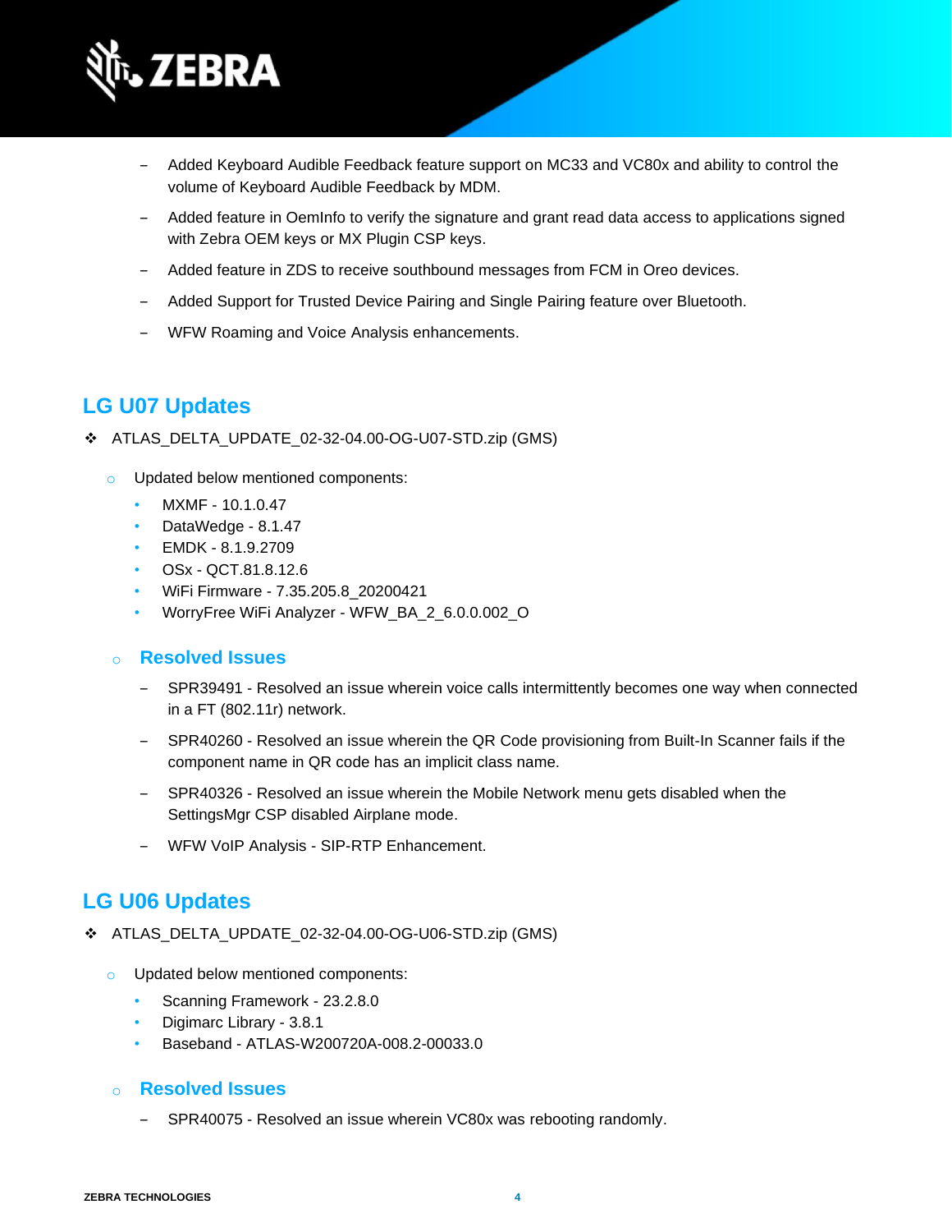- Added Keyboard Audible Feedback feature support on MC33 and VC80x and ability to control the volume of Keyboard Audible Feedback by MDM.
- Added feature in OemInfo to verify the signature and grant read data access to applications signed with Zebra OEM keys or MX Plugin CSP keys.
- Added feature in ZDS to receive southbound messages from FCM in Oreo devices.
- Added Support for Trusted Device Pairing and Single Pairing feature over Bluetooth.
- WFW Roaming and Voice Analysis enhancements.

## LG U07 Updates

- ATLAS_DELTA_UPDATE_02-32-04.00-OG-U07-STD.zip (GMS)
  - Updated below mentioned components:
    - MXMF - 10.1.0.47
    - DataWedge - 8.1.47
    - EMDK - 8.1.9.2709
    - OSx - QCT.81.8.12.6
    - WiFi Firmware - 7.35.205.8_20200421
    - WorryFree WiFi Analyzer - WFW_BA_2_6.0.0.002_O

  - ### Resolved Issues

    - SPR39491 - Resolved an issue wherein voice calls intermittently becomes one way when connected in a FT (802.11r) network.
    - SPR40260 - Resolved an issue wherein the QR Code provisioning from Built-In Scanner fails if the component name in QR code has an implicit class name.
    - SPR40326 - Resolved an issue wherein the Mobile Network menu gets disabled when the SettingsMgr CSP disabled Airplane mode.
    - WFW VoIP Analysis - SIP-RTP Enhancement.

## LG U06 Updates

- ATLAS_DELTA_UPDATE_02-32-04.00-OG-U06-STD.zip (GMS)
  - Updated below mentioned components:
    - Scanning Framework - 23.2.8.0
    - Digimarc Library - 3.8.1
    - Baseband - ATLAS-W200720A-008.2-00033.0

  - ### Resolved Issues

    - SPR40075 - Resolved an issue wherein VC80x was rebooting randomly.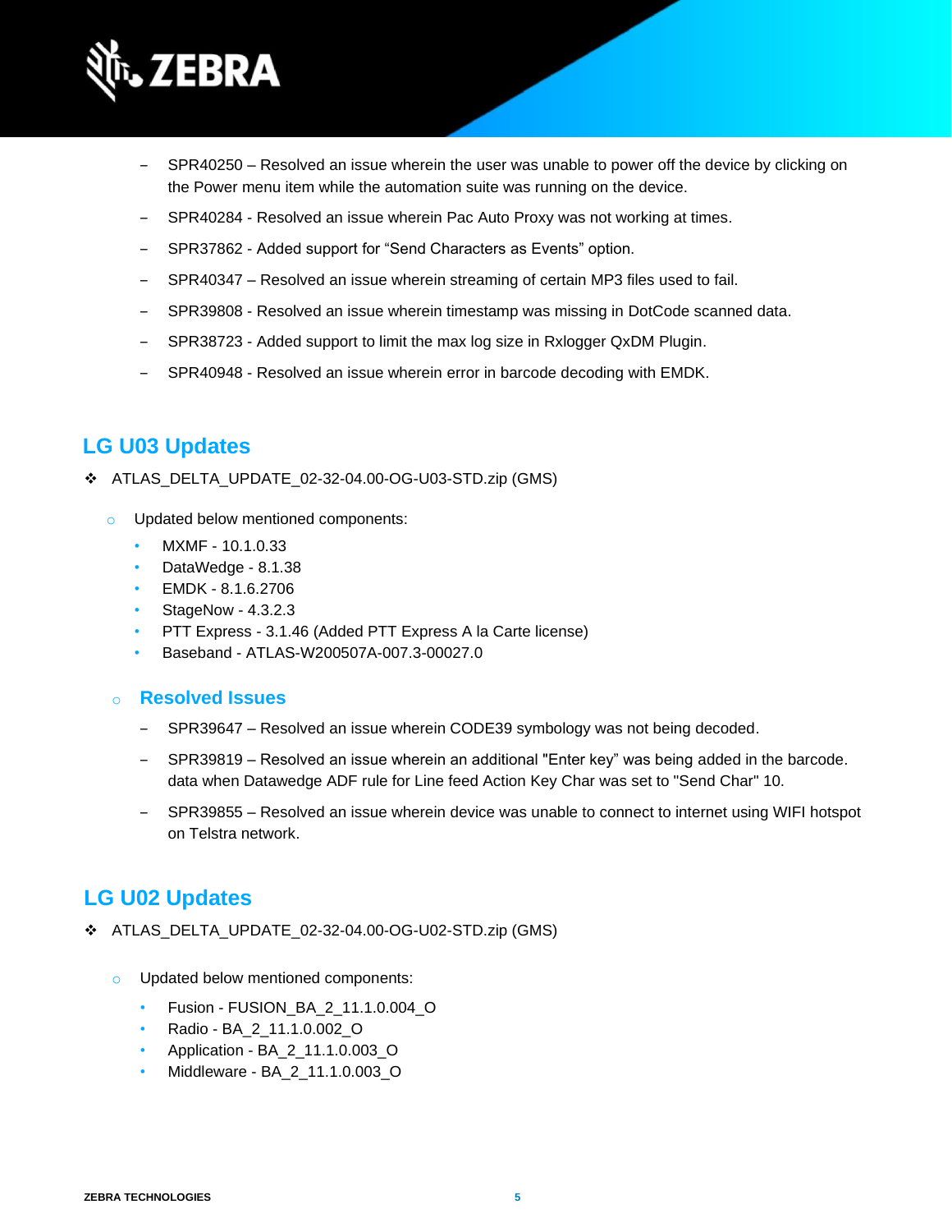- SPR40250 – Resolved an issue wherein the user was unable to power off the device by clicking on the Power menu item while the automation suite was running on the device.
- SPR40284 - Resolved an issue wherein Pac Auto Proxy was not working at times.
- SPR37862 - Added support for “Send Characters as Events” option.
- SPR40347 – Resolved an issue wherein streaming of certain MP3 files used to fail.
- SPR39808 - Resolved an issue wherein timestamp was missing in DotCode scanned data.
- SPR38723 - Added support to limit the max log size in Rxlogger QxDM Plugin.
- SPR40948 - Resolved an issue wherein error in barcode decoding with EMDK.

## LG U03 Updates

- ATLAS_DELTA_UPDATE_02-32-04.00-OG-U03-STD.zip (GMS)
  - Updated below mentioned components:
    - MXMF - 10.1.0.33
    - DataWedge - 8.1.38
    - EMDK - 8.1.6.2706
    - StageNow - 4.3.2.3
    - PTT Express - 3.1.46 (Added PTT Express A la Carte license)
    - Baseband - ATLAS-W200507A-007.3-00027.0

### Resolved Issues

- SPR39647 – Resolved an issue wherein CODE39 symbology was not being decoded.
- SPR39819 – Resolved an issue wherein an additional "Enter key” was being added in the barcode. data when Datawedge ADF rule for Line feed Action Key Char was set to "Send Char" 10.
- SPR39855 – Resolved an issue wherein device was unable to connect to internet using WIFI hotspot on Telstra network.

## LG U02 Updates

- ATLAS_DELTA_UPDATE_02-32-04.00-OG-U02-STD.zip (GMS)
  - Updated below mentioned components:
    - Fusion - FUSION_BA_2_11.1.0.004_O
    - Radio - BA_2_11.1.0.002_O
    - Application - BA_2_11.1.0.003_O
    - Middleware - BA_2_11.1.0.003_O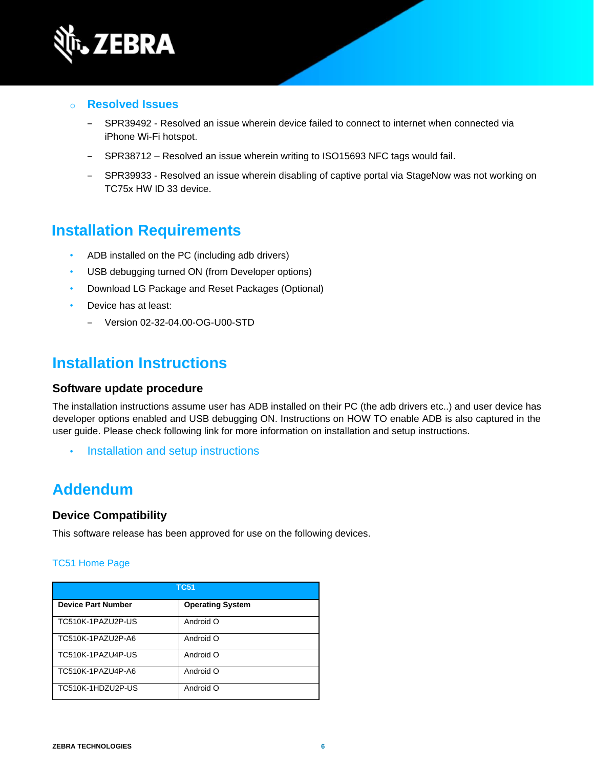- **Resolved Issues**
  - SPR39492 - Resolved an issue wherein device failed to connect to internet when connected via iPhone Wi-Fi hotspot.
  - SPR38712 – Resolved an issue wherein writing to ISO15693 NFC tags would fail.
  - SPR39933 - Resolved an issue wherein disabling of captive portal via StageNow was not working on TC75x HW ID 33 device.

# Installation Requirements

- ADB installed on the PC (including adb drivers)
- USB debugging turned ON (from Developer options)
- Download LG Package and Reset Packages (Optional)
- Device has at least:
  - Version 02-32-04.00-OG-U00-STD

# Installation Instructions

### Software update procedure

The installation instructions assume user has ADB installed on their PC (the adb drivers etc..) and user device has developer options enabled and USB debugging ON. Instructions on HOW TO enable ADB is also captured in the user guide. Please check following link for more information on installation and setup instructions.

- Installation and setup instructions

# Addendum

### Device Compatibility

This software release has been approved for use on the following devices.

TC51 Home Page

| TC51 | |
|---|---|
| **Device Part Number** | **Operating System** |
| TC510K-1PAZU2P-US | Android O |
| TC510K-1PAZU2P-A6 | Android O |
| TC510K-1PAZU4P-US | Android O |
| TC510K-1PAZU4P-A6 | Android O |
| TC510K-1HDZU2P-US | Android O |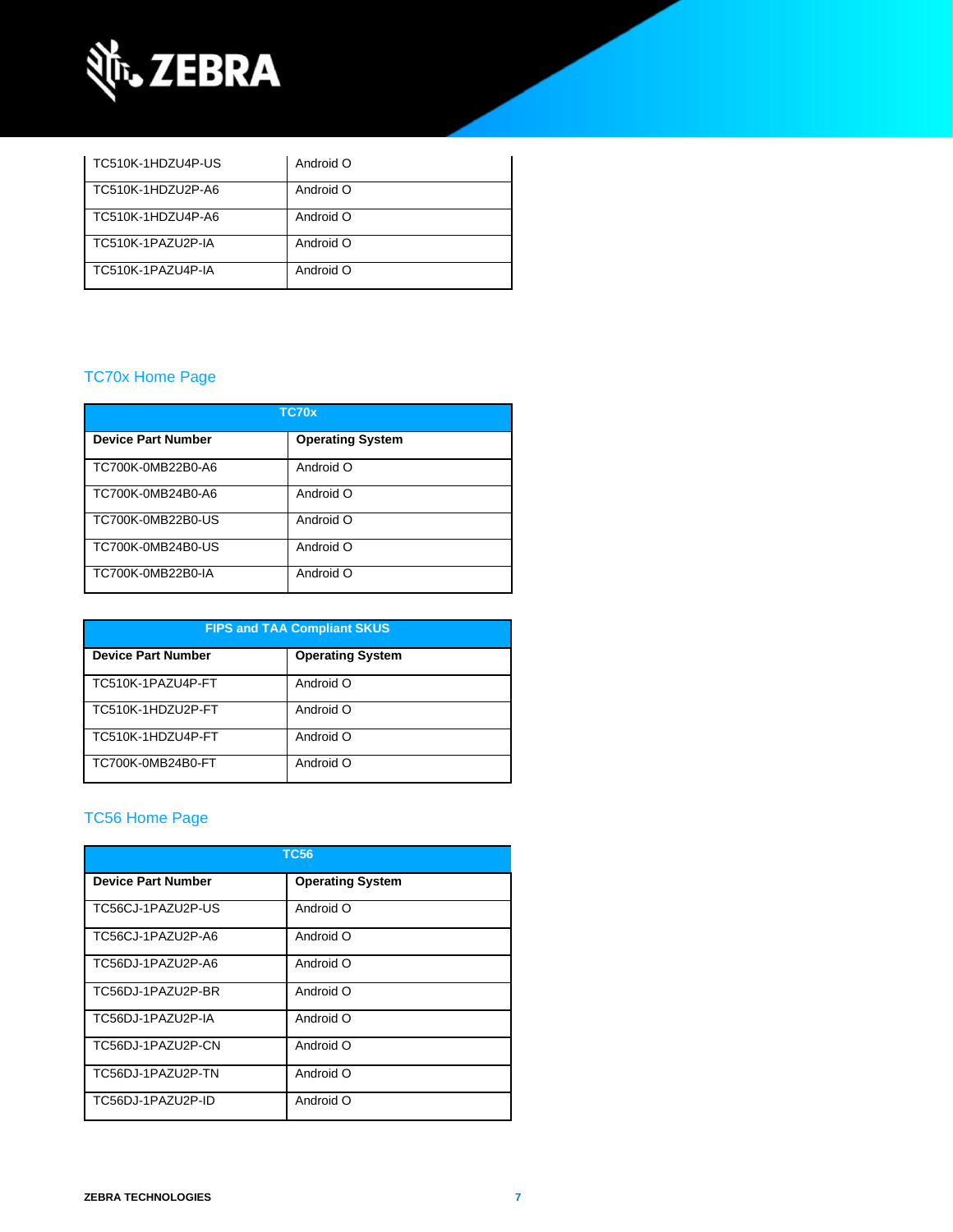| | |
|---|---|
| TC510K-1HDZU4P-US | Android O |
| TC510K-1HDZU2P-A6 | Android O |
| TC510K-1HDZU4P-A6 | Android O |
| TC510K-1PAZU2P-IA | Android O |
| TC510K-1PAZU4P-IA | Android O |

## TC70x Home Page

| TC70x | |
|---|---|
| **Device Part Number** | **Operating System** |
| TC700K-0MB22B0-A6 | Android O |
| TC700K-0MB24B0-A6 | Android O |
| TC700K-0MB22B0-US | Android O |
| TC700K-0MB24B0-US | Android O |
| TC700K-0MB22B0-IA | Android O |

| FIPS and TAA Compliant SKUS | |
|---|---|
| **Device Part Number** | **Operating System** |
| TC510K-1PAZU4P-FT | Android O |
| TC510K-1HDZU2P-FT | Android O |
| TC510K-1HDZU4P-FT | Android O |
| TC700K-0MB24B0-FT | Android O |

## TC56 Home Page

| TC56 | |
|---|---|
| **Device Part Number** | **Operating System** |
| TC56CJ-1PAZU2P-US | Android O |
| TC56CJ-1PAZU2P-A6 | Android O |
| TC56DJ-1PAZU2P-A6 | Android O |
| TC56DJ-1PAZU2P-BR | Android O |
| TC56DJ-1PAZU2P-IA | Android O |
| TC56DJ-1PAZU2P-CN | Android O |
| TC56DJ-1PAZU2P-TN | Android O |
| TC56DJ-1PAZU2P-ID | Android O |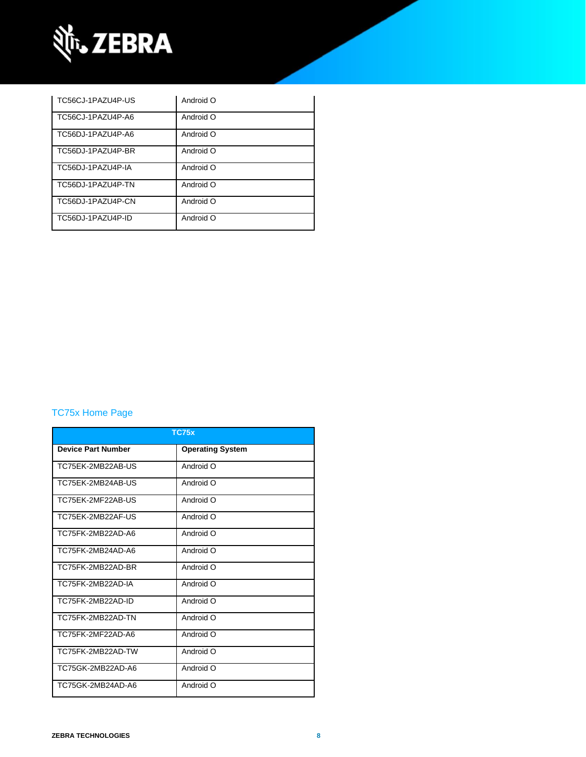| | |
|---|---|
| TC56CJ-1PAZU4P-US | Android O |
| TC56CJ-1PAZU4P-A6 | Android O |
| TC56DJ-1PAZU4P-A6 | Android O |
| TC56DJ-1PAZU4P-BR | Android O |
| TC56DJ-1PAZU4P-IA | Android O |
| TC56DJ-1PAZU4P-TN | Android O |
| TC56DJ-1PAZU4P-CN | Android O |
| TC56DJ-1PAZU4P-ID | Android O |

## TC75x Home Page

| TC75x | |
|---|---|
| **Device Part Number** | **Operating System** |
| TC75EK-2MB22AB-US | Android O |
| TC75EK-2MB24AB-US | Android O |
| TC75EK-2MF22AB-US | Android O |
| TC75EK-2MB22AF-US | Android O |
| TC75FK-2MB22AD-A6 | Android O |
| TC75FK-2MB24AD-A6 | Android O |
| TC75FK-2MB22AD-BR | Android O |
| TC75FK-2MB22AD-IA | Android O |
| TC75FK-2MB22AD-ID | Android O |
| TC75FK-2MB22AD-TN | Android O |
| TC75FK-2MF22AD-A6 | Android O |
| TC75FK-2MB22AD-TW | Android O |
| TC75GK-2MB22AD-A6 | Android O |
| TC75GK-2MB24AD-A6 | Android O |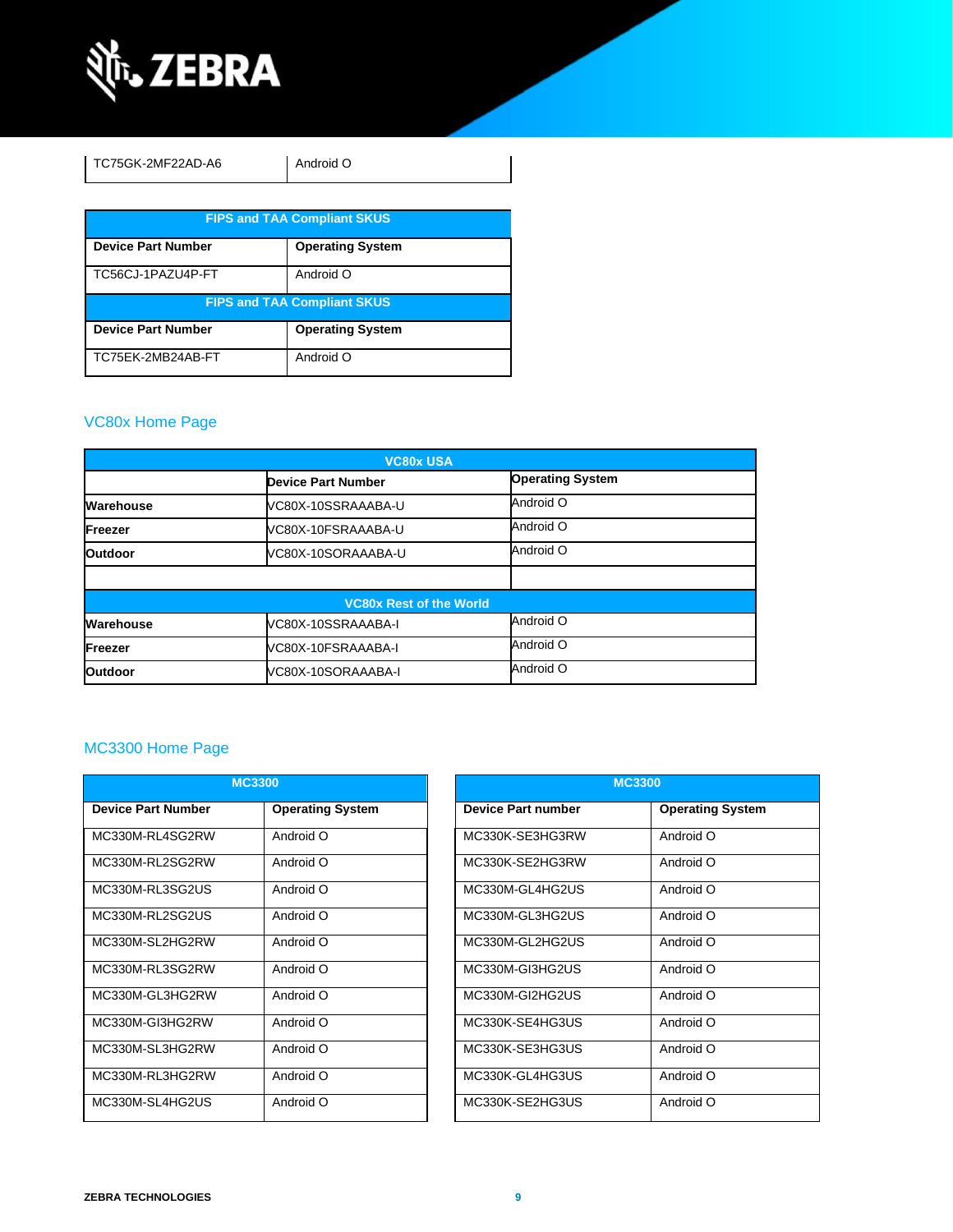| TC75GK-2MF22AD-A6 | Android O |
|---|---|

| FIPS and TAA Compliant SKUS | |
|---|---|
| **Device Part Number** | **Operating System** |
| TC56CJ-1PAZU4P-FT | Android O |

| FIPS and TAA Compliant SKUS | |
|---|---|
| **Device Part Number** | **Operating System** |
| TC75EK-2MB24AB-FT | Android O |

## VC80x Home Page

| VC80x USA | | |
|---|---|---|
| | **Device Part Number** | **Operating System** |
| **Warehouse** | VC80X-10SSRAAABA-U | Android O |
| **Freezer** | VC80X-10FSRAAABA-U | Android O |
| **Outdoor** | VC80X-10SORAAABA-U | Android O |
| | | |
| **VC80x Rest of the World** | | |
| **Warehouse** | VC80X-10SSRAAABA-I | Android O |
| **Freezer** | VC80X-10FSRAAABA-I | Android O |
| **Outdoor** | VC80X-10SORAAABA-I | Android O |

## MC3300 Home Page

| MC3300 | |
|---|---|
| **Device Part Number** | **Operating System** |
| MC330M-RL4SG2RW | Android O |
| MC330M-RL2SG2RW | Android O |
| MC330M-RL3SG2US | Android O |
| MC330M-RL2SG2US | Android O |
| MC330M-SL2HG2RW | Android O |
| MC330M-RL3SG2RW | Android O |
| MC330M-GL3HG2RW | Android O |
| MC330M-GI3HG2RW | Android O |
| MC330M-SL3HG2RW | Android O |
| MC330M-RL3HG2RW | Android O |
| MC330M-SL4HG2US | Android O |

| MC3300 | |
|---|---|
| **Device Part number** | **Operating System** |
| MC330K-SE3HG3RW | Android O |
| MC330K-SE2HG3RW | Android O |
| MC330M-GL4HG2US | Android O |
| MC330M-GL3HG2US | Android O |
| MC330M-GL2HG2US | Android O |
| MC330M-GI3HG2US | Android O |
| MC330M-GI2HG2US | Android O |
| MC330K-SE4HG3US | Android O |
| MC330K-SE3HG3US | Android O |
| MC330K-GL4HG3US | Android O |
| MC330K-SE2HG3US | Android O |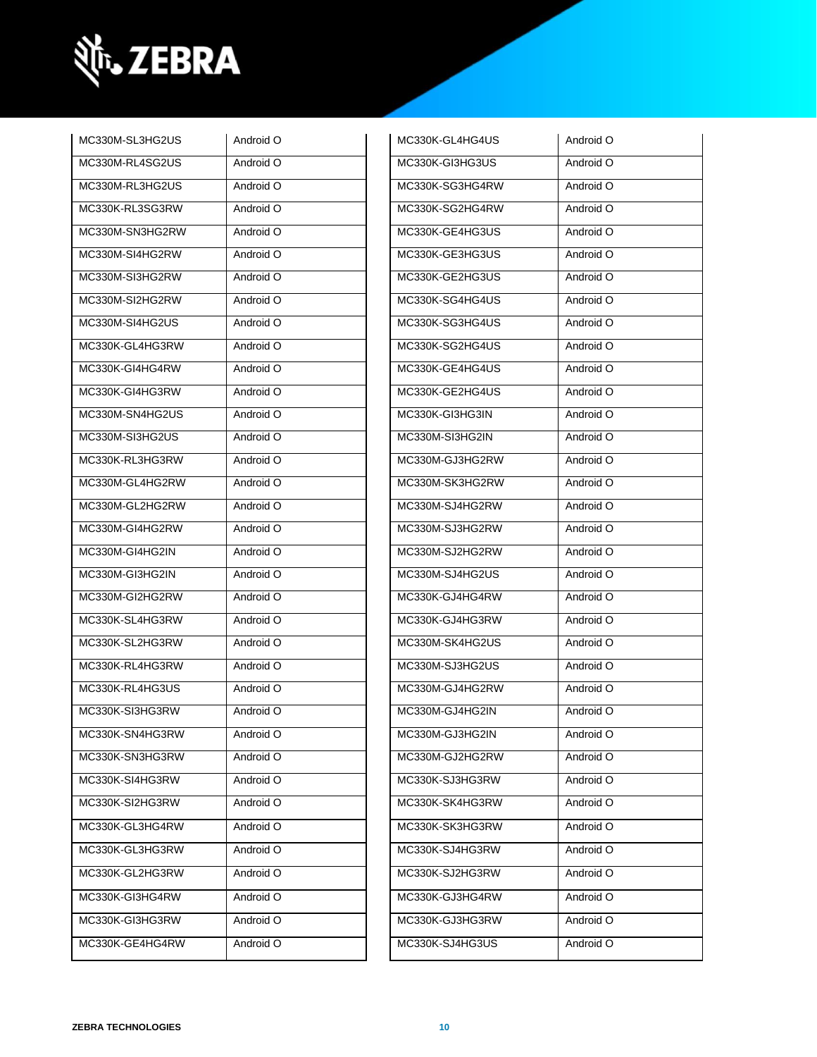| MC330M-SL3HG2US | Android O |
|---|---|
| MC330M-RL4SG2US | Android O |
| MC330M-RL3HG2US | Android O |
| MC330K-RL3SG3RW | Android O |
| MC330M-SN3HG2RW | Android O |
| MC330M-SI4HG2RW | Android O |
| MC330M-SI3HG2RW | Android O |
| MC330M-SI2HG2RW | Android O |
| MC330M-SI4HG2US | Android O |
| MC330K-GL4HG3RW | Android O |
| MC330K-GI4HG4RW | Android O |
| MC330K-GI4HG3RW | Android O |
| MC330M-SN4HG2US | Android O |
| MC330M-SI3HG2US | Android O |
| MC330K-RL3HG3RW | Android O |
| MC330M-GL4HG2RW | Android O |
| MC330M-GL2HG2RW | Android O |
| MC330M-GI4HG2RW | Android O |
| MC330M-GI4HG2IN | Android O |
| MC330M-GI3HG2IN | Android O |
| MC330M-GI2HG2RW | Android O |
| MC330K-SL4HG3RW | Android O |
| MC330K-SL2HG3RW | Android O |
| MC330K-RL4HG3RW | Android O |
| MC330K-RL4HG3US | Android O |
| MC330K-SI3HG3RW | Android O |
| MC330K-SN4HG3RW | Android O |
| MC330K-SN3HG3RW | Android O |
| MC330K-SI4HG3RW | Android O |
| MC330K-SI2HG3RW | Android O |
| MC330K-GL3HG4RW | Android O |
| MC330K-GL3HG3RW | Android O |
| MC330K-GL2HG3RW | Android O |
| MC330K-GI3HG4RW | Android O |
| MC330K-GI3HG3RW | Android O |
| MC330K-GE4HG4RW | Android O |

| MC330K-GL4HG4US | Android O |
|---|---|
| MC330K-GI3HG3US | Android O |
| MC330K-SG3HG4RW | Android O |
| MC330K-SG2HG4RW | Android O |
| MC330K-GE4HG3US | Android O |
| MC330K-GE3HG3US | Android O |
| MC330K-GE2HG3US | Android O |
| MC330K-SG4HG4US | Android O |
| MC330K-SG3HG4US | Android O |
| MC330K-SG2HG4US | Android O |
| MC330K-GE4HG4US | Android O |
| MC330K-GE2HG4US | Android O |
| MC330K-GI3HG3IN | Android O |
| MC330M-SI3HG2IN | Android O |
| MC330M-GJ3HG2RW | Android O |
| MC330M-SK3HG2RW | Android O |
| MC330M-SJ4HG2RW | Android O |
| MC330M-SJ3HG2RW | Android O |
| MC330M-SJ2HG2RW | Android O |
| MC330M-SJ4HG2US | Android O |
| MC330K-GJ4HG4RW | Android O |
| MC330K-GJ4HG3RW | Android O |
| MC330M-SK4HG2US | Android O |
| MC330M-SJ3HG2US | Android O |
| MC330M-GJ4HG2RW | Android O |
| MC330M-GJ4HG2IN | Android O |
| MC330M-GJ3HG2IN | Android O |
| MC330M-GJ2HG2RW | Android O |
| MC330K-SJ3HG3RW | Android O |
| MC330K-SK4HG3RW | Android O |
| MC330K-SK3HG3RW | Android O |
| MC330K-SJ4HG3RW | Android O |
| MC330K-SJ2HG3RW | Android O |
| MC330K-GJ3HG4RW | Android O |
| MC330K-GJ3HG3RW | Android O |
| MC330K-SJ4HG3US | Android O |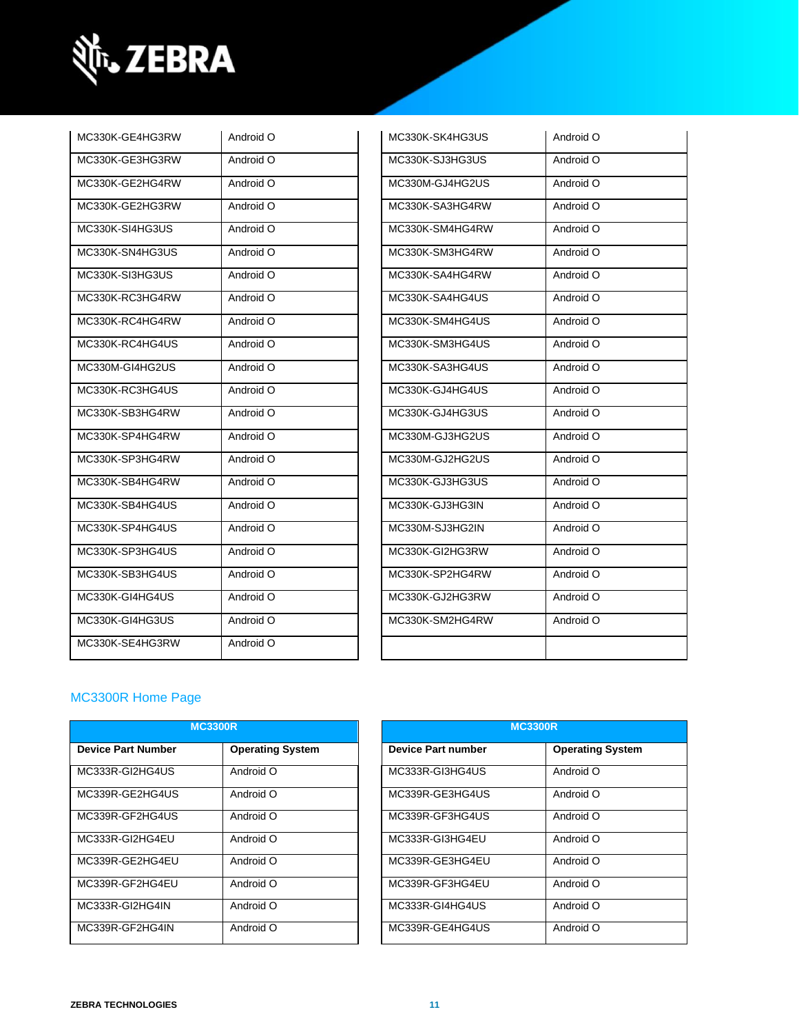| MC330K-GE4HG3RW | Android O |
|---|---|
| MC330K-GE3HG3RW | Android O |
| MC330K-GE2HG4RW | Android O |
| MC330K-GE2HG3RW | Android O |
| MC330K-SI4HG3US | Android O |
| MC330K-SN4HG3US | Android O |
| MC330K-SI3HG3US | Android O |
| MC330K-RC3HG4RW | Android O |
| MC330K-RC4HG4RW | Android O |
| MC330K-RC4HG4US | Android O |
| MC330M-GI4HG2US | Android O |
| MC330K-RC3HG4US | Android O |
| MC330K-SB3HG4RW | Android O |
| MC330K-SP4HG4RW | Android O |
| MC330K-SP3HG4RW | Android O |
| MC330K-SB4HG4RW | Android O |
| MC330K-SB4HG4US | Android O |
| MC330K-SP4HG4US | Android O |
| MC330K-SP3HG4US | Android O |
| MC330K-SB3HG4US | Android O |
| MC330K-GI4HG4US | Android O |
| MC330K-GI4HG3US | Android O |
| MC330K-SE4HG3RW | Android O |
| MC330K-SK4HG3US | Android O |
| MC330K-SJ3HG3US | Android O |
| MC330M-GJ4HG2US | Android O |
| MC330K-SA3HG4RW | Android O |
| MC330K-SM4HG4RW | Android O |
| MC330K-SM3HG4RW | Android O |
| MC330K-SA4HG4RW | Android O |
| MC330K-SA4HG4US | Android O |
| MC330K-SM4HG4US | Android O |
| MC330K-SM3HG4US | Android O |
| MC330K-SA3HG4US | Android O |
| MC330K-GJ4HG4US | Android O |
| MC330K-GJ4HG3US | Android O |
| MC330M-GJ3HG2US | Android O |
| MC330M-GJ2HG2US | Android O |
| MC330K-GJ3HG3US | Android O |
| MC330K-GJ3HG3IN | Android O |
| MC330M-SJ3HG2IN | Android O |
| MC330K-GI2HG3RW | Android O |
| MC330K-SP2HG4RW | Android O |
| MC330K-GJ2HG3RW | Android O |
| MC330K-SM2HG4RW | Android O |

## MC3300R Home Page

| MC3300R | |
|---|---|
| **Device Part Number** | **Operating System** |
| MC333R-GI2HG4US | Android O |
| MC339R-GE2HG4US | Android O |
| MC339R-GF2HG4US | Android O |
| MC333R-GI2HG4EU | Android O |
| MC339R-GE2HG4EU | Android O |
| MC339R-GF2HG4EU | Android O |
| MC333R-GI2HG4IN | Android O |
| MC339R-GF2HG4IN | Android O |
| MC333R-GI3HG4US | Android O |
| MC339R-GE3HG4US | Android O |
| MC339R-GF3HG4US | Android O |
| MC333R-GI3HG4EU | Android O |
| MC339R-GE3HG4EU | Android O |
| MC339R-GF3HG4EU | Android O |
| MC333R-GI4HG4US | Android O |
| MC339R-GE4HG4US | Android O |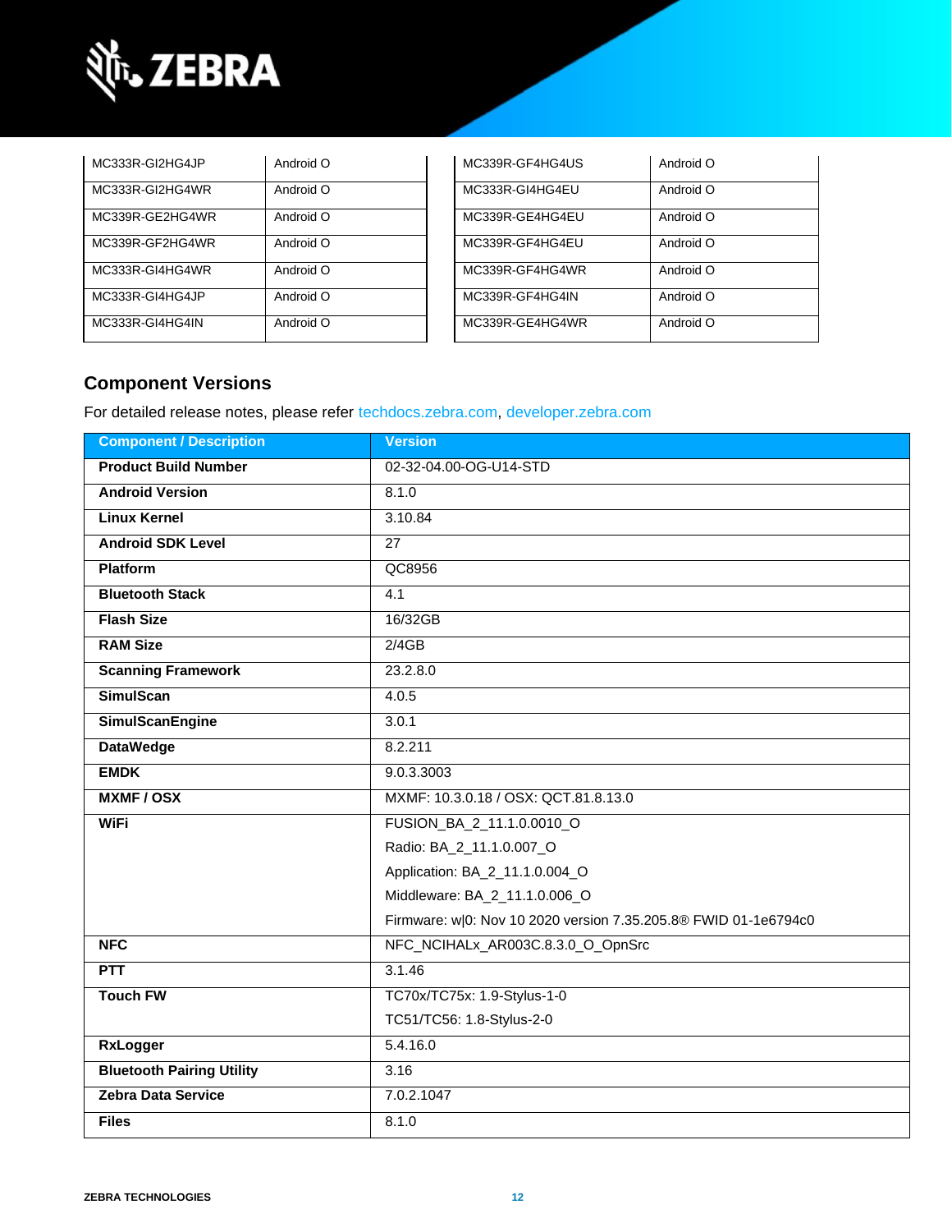| MC333R-GI2HG4JP | Android O |
|---|---|
| MC333R-GI2HG4WR | Android O |
| MC339R-GE2HG4WR | Android O |
| MC339R-GF2HG4WR | Android O |
| MC333R-GI4HG4WR | Android O |
| MC333R-GI4HG4JP | Android O |
| MC333R-GI4HG4IN | Android O |

| MC339R-GF4HG4US | Android O |
|---|---|
| MC333R-GI4HG4EU | Android O |
| MC339R-GE4HG4EU | Android O |
| MC339R-GF4HG4EU | Android O |
| MC339R-GF4HG4WR | Android O |
| MC339R-GF4HG4IN | Android O |
| MC339R-GE4HG4WR | Android O |

## Component Versions

For detailed release notes, please refer techdocs.zebra.com, developer.zebra.com

| Component / Description | Version |
|---|---|
| **Product Build Number** | 02-32-04.00-OG-U14-STD |
| **Android Version** | 8.1.0 |
| **Linux Kernel** | 3.10.84 |
| **Android SDK Level** | 27 |
| **Platform** | QC8956 |
| **Bluetooth Stack** | 4.1 |
| **Flash Size** | 16/32GB |
| **RAM Size** | 2/4GB |
| **Scanning Framework** | 23.2.8.0 |
| **SimulScan** | 4.0.5 |
| **SimulScanEngine** | 3.0.1 |
| **DataWedge** | 8.2.211 |
| **EMDK** | 9.0.3.3003 |
| **MXMF / OSX** | MXMF: 10.3.0.18 / OSX: QCT.81.8.13.0 |
| **WiFi** | FUSION_BA_2_11.1.0.0010_O<br>Radio: BA_2_11.1.0.007_O<br>Application: BA_2_11.1.0.004_O<br>Middleware: BA_2_11.1.0.006_O<br>Firmware: w\|0: Nov 10 2020 version 7.35.205.8® FWID 01-1e6794c0 |
| **NFC** | NFC_NCIHALx_AR003C.8.3.0_O_OpnSrc |
| **PTT** | 3.1.46 |
| **Touch FW** | TC70x/TC75x: 1.9-Stylus-1-0<br>TC51/TC56: 1.8-Stylus-2-0 |
| **RxLogger** | 5.4.16.0 |
| **Bluetooth Pairing Utility** | 3.16 |
| **Zebra Data Service** | 7.0.2.1047 |
| **Files** | 8.1.0 |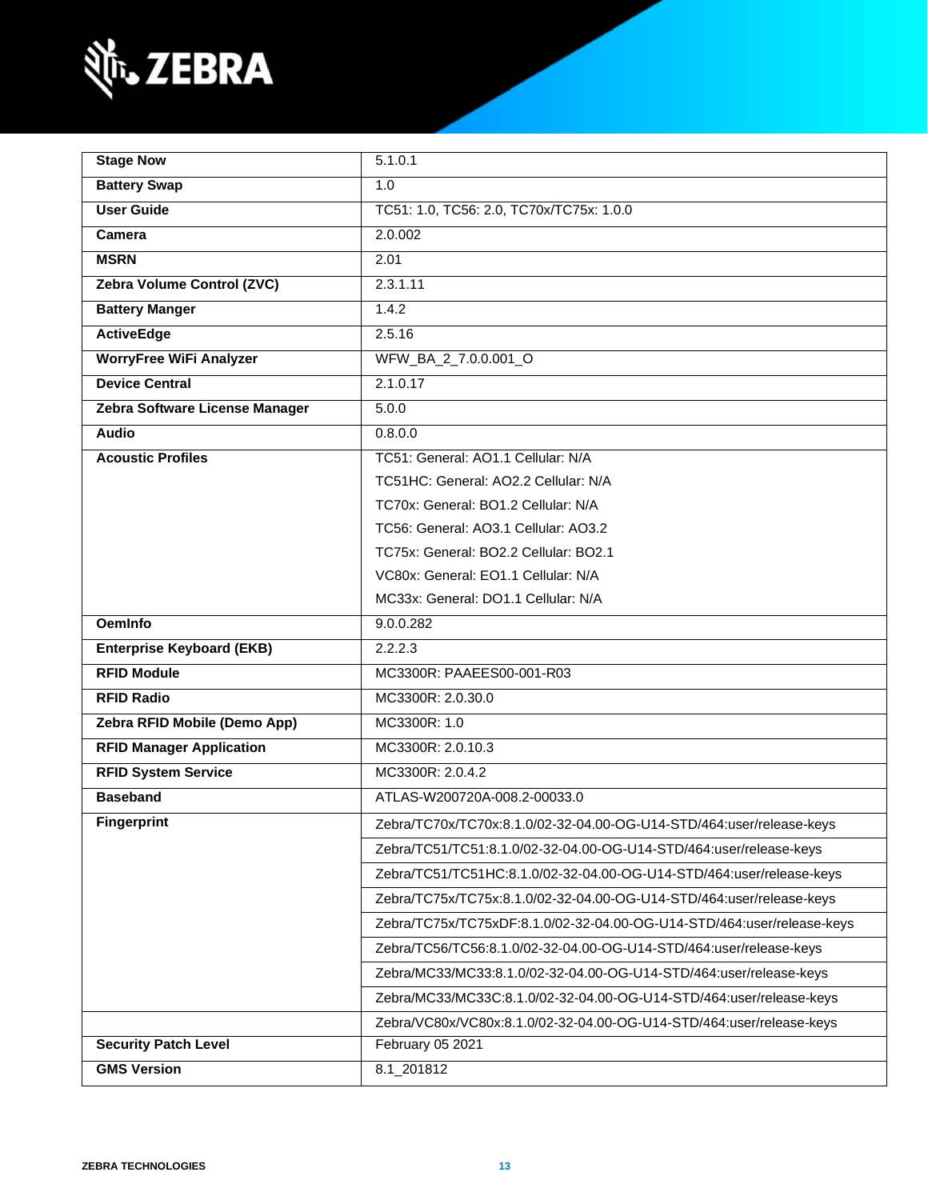| | |
|---|---|
| **Stage Now** | 5.1.0.1 |
| **Battery Swap** | 1.0 |
| **User Guide** | TC51: 1.0, TC56: 2.0, TC70x/TC75x: 1.0.0 |
| **Camera** | 2.0.002 |
| **MSRN** | 2.01 |
| **Zebra Volume Control (ZVC)** | 2.3.1.11 |
| **Battery Manger** | 1.4.2 |
| **ActiveEdge** | 2.5.16 |
| **WorryFree WiFi Analyzer** | WFW_BA_2_7.0.0.001_O |
| **Device Central** | 2.1.0.17 |
| **Zebra Software License Manager** | 5.0.0 |
| **Audio** | 0.8.0.0 |
| **Acoustic Profiles** | TC51: General: AO1.1 Cellular: N/A<br>TC51HC: General: AO2.2 Cellular: N/A<br>TC70x: General: BO1.2 Cellular: N/A<br>TC56: General: AO3.1 Cellular: AO3.2<br>TC75x: General: BO2.2 Cellular: BO2.1<br>VC80x: General: EO1.1 Cellular: N/A<br>MC33x: General: DO1.1 Cellular: N/A |
| **OemInfo** | 9.0.0.282 |
| **Enterprise Keyboard (EKB)** | 2.2.2.3 |
| **RFID Module** | MC3300R: PAAEES00-001-R03 |
| **RFID Radio** | MC3300R: 2.0.30.0 |
| **Zebra RFID Mobile (Demo App)** | MC3300R: 1.0 |
| **RFID Manager Application** | MC3300R: 2.0.10.3 |
| **RFID System Service** | MC3300R: 2.0.4.2 |
| **Baseband** | ATLAS-W200720A-008.2-00033.0 |
| **Fingerprint** | Zebra/TC70x/TC70x:8.1.0/02-32-04.00-OG-U14-STD/464:user/release-keys |
| | Zebra/TC51/TC51:8.1.0/02-32-04.00-OG-U14-STD/464:user/release-keys |
| | Zebra/TC51/TC51HC:8.1.0/02-32-04.00-OG-U14-STD/464:user/release-keys |
| | Zebra/TC75x/TC75x:8.1.0/02-32-04.00-OG-U14-STD/464:user/release-keys |
| | Zebra/TC75x/TC75xDF:8.1.0/02-32-04.00-OG-U14-STD/464:user/release-keys |
| | Zebra/TC56/TC56:8.1.0/02-32-04.00-OG-U14-STD/464:user/release-keys |
| | Zebra/MC33/MC33:8.1.0/02-32-04.00-OG-U14-STD/464:user/release-keys |
| | Zebra/MC33/MC33C:8.1.0/02-32-04.00-OG-U14-STD/464:user/release-keys |
| | Zebra/VC80x/VC80x:8.1.0/02-32-04.00-OG-U14-STD/464:user/release-keys |
| **Security Patch Level** | February 05 2021 |
| **GMS Version** | 8.1_201812 |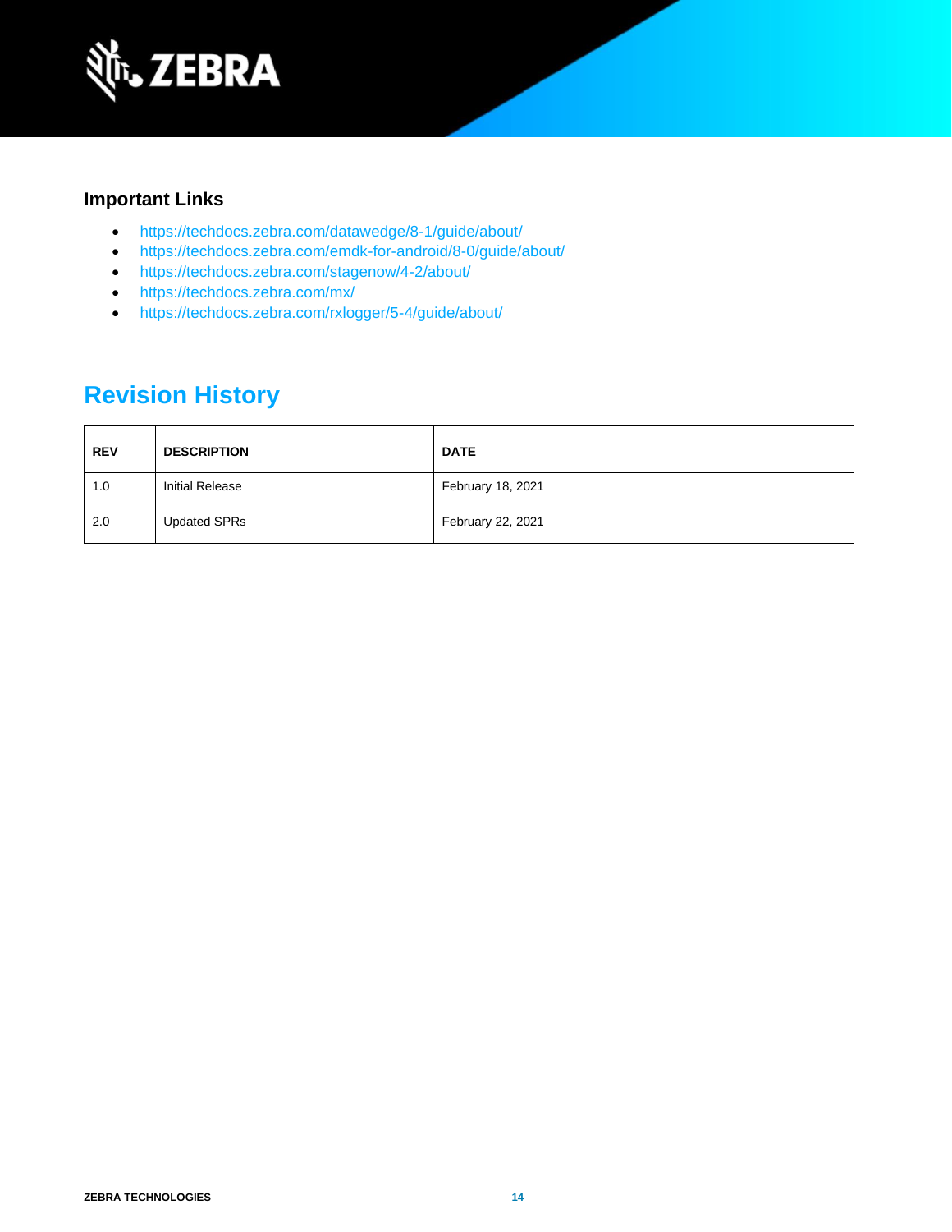### Important Links

- https://techdocs.zebra.com/datawedge/8-1/guide/about/
- https://techdocs.zebra.com/emdk-for-android/8-0/guide/about/
- https://techdocs.zebra.com/stagenow/4-2/about/
- https://techdocs.zebra.com/mx/
- https://techdocs.zebra.com/rxlogger/5-4/guide/about/

## Revision History

| REV | DESCRIPTION | DATE |
|---|---|---|
| 1.0 | Initial Release | February 18, 2021 |
| 2.0 | Updated SPRs | February 22, 2021 |